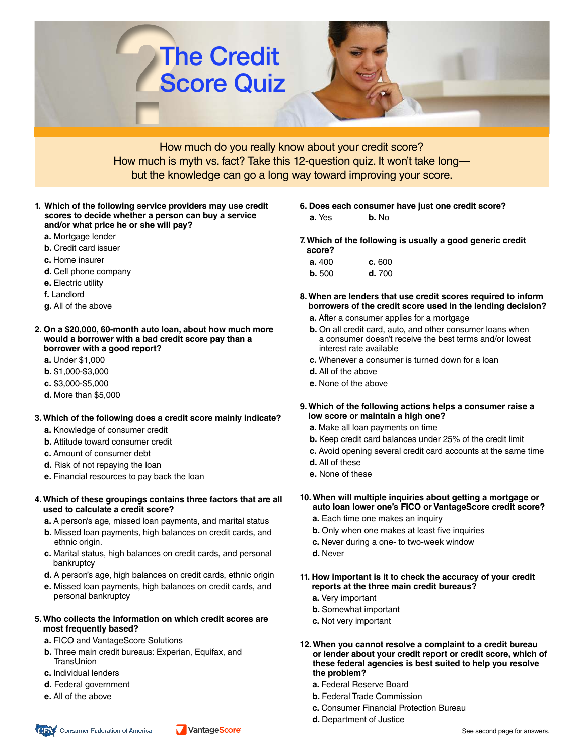# The Credit Score Quiz

How much do you really know about your credit score?
How much is myth vs. fact? Take this 12-question quiz. It won't take long—
but the knowledge can go a long way toward improving your score.

**1. Which of the following service providers may use credit scores to decide whether a person can buy a service and/or what price he or she will pay?**

**a.** Mortgage lender
**b.** Credit card issuer
**c.** Home insurer
**d.** Cell phone company
**e.** Electric utility
**f.** Landlord
**g.** All of the above

**2. On a $20,000, 60-month auto loan, about how much more would a borrower with a bad credit score pay than a borrower with a good report?**

**a.** Under $1,000
**b.** $1,000-$3,000
**c.** $3,000-$5,000
**d.** More than $5,000

**3. Which of the following does a credit score mainly indicate?**

**a.** Knowledge of consumer credit
**b.** Attitude toward consumer credit
**c.** Amount of consumer debt
**d.** Risk of not repaying the loan
**e.** Financial resources to pay back the loan

**4. Which of these groupings contains three factors that are all used to calculate a credit score?**

**a.** A person's age, missed loan payments, and marital status
**b.** Missed loan payments, high balances on credit cards, and ethnic origin.
**c.** Marital status, high balances on credit cards, and personal bankruptcy
**d.** A person's age, high balances on credit cards, ethnic origin
**e.** Missed loan payments, high balances on credit cards, and personal bankruptcy

**5. Who collects the information on which credit scores are most frequently based?**

**a.** FICO and VantageScore Solutions
**b.** Three main credit bureaus: Experian, Equifax, and TransUnion
**c.** Individual lenders
**d.** Federal government
**e.** All of the above

**6. Does each consumer have just one credit score?**

**a.** Yes **b.** No

**7. Which of the following is usually a good generic credit score?**

**a.** 400 **c.** 600
**b.** 500 **d.** 700

**8. When are lenders that use credit scores required to inform borrowers of the credit score used in the lending decision?**

**a.** After a consumer applies for a mortgage
**b.** On all credit card, auto, and other consumer loans when a consumer doesn't receive the best terms and/or lowest interest rate available
**c.** Whenever a consumer is turned down for a loan
**d.** All of the above
**e.** None of the above

**9. Which of the following actions helps a consumer raise a low score or maintain a high one?**

**a.** Make all loan payments on time
**b.** Keep credit card balances under 25% of the credit limit
**c.** Avoid opening several credit card accounts at the same time
**d.** All of these
**e.** None of these

**10. When will multiple inquiries about getting a mortgage or auto loan lower one's FICO or VantageScore credit score?**

**a.** Each time one makes an inquiry
**b.** Only when one makes at least five inquiries
**c.** Never during a one- to two-week window
**d.** Never

**11. How important is it to check the accuracy of your credit reports at the three main credit bureaus?**

**a.** Very important
**b.** Somewhat important
**c.** Not very important

**12. When you cannot resolve a complaint to a credit bureau or lender about your credit report or credit score, which of these federal agencies is best suited to help you resolve the problem?**

**a.** Federal Reserve Board
**b.** Federal Trade Commission
**c.** Consumer Financial Protection Bureau
**d.** Department of Justice

Consumer Federation of America | VantageScore

See second page for answers.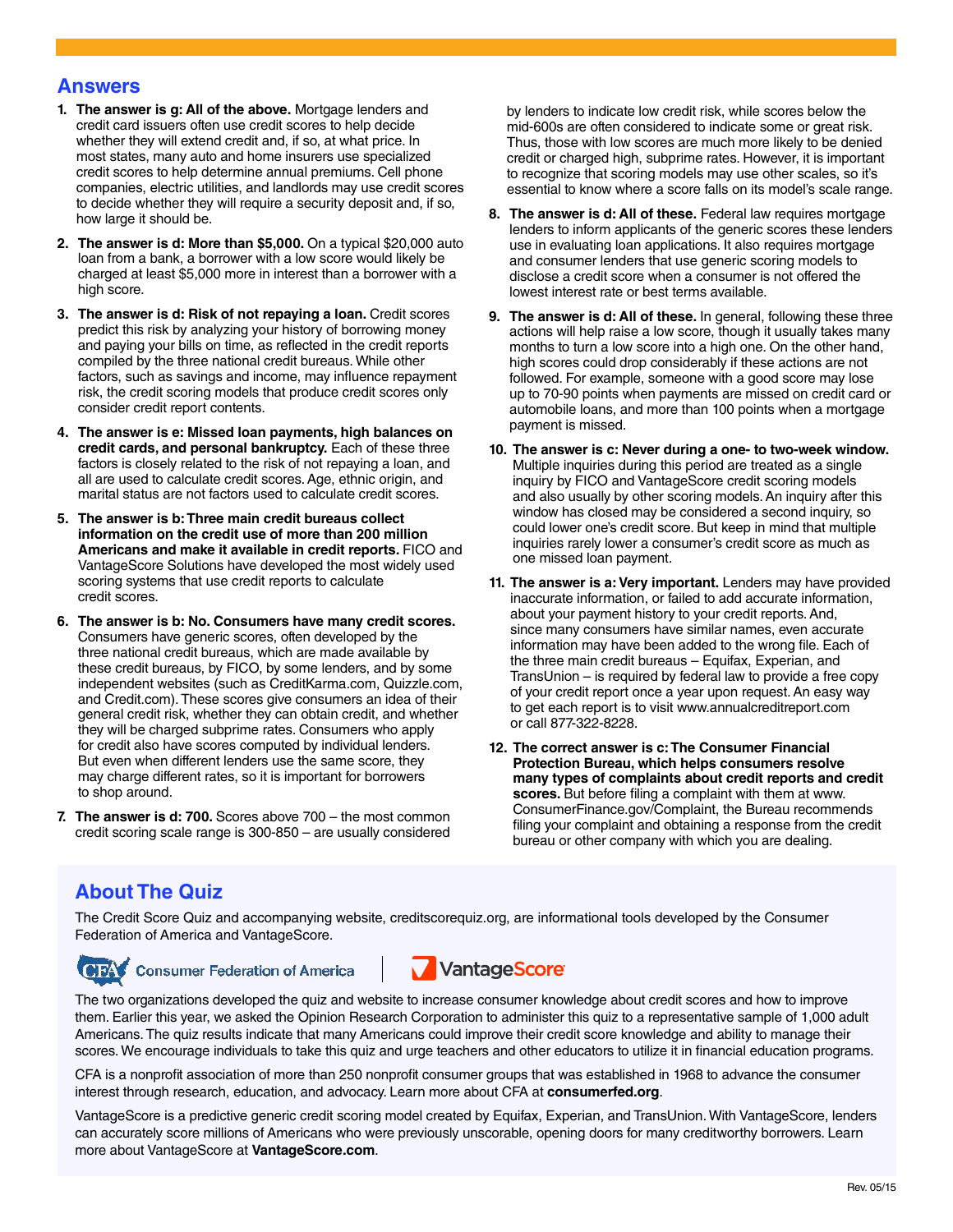## Answers

1. **The answer is g: All of the above.** Mortgage lenders and credit card issuers often use credit scores to help decide whether they will extend credit and, if so, at what price. In most states, many auto and home insurers use specialized credit scores to help determine annual premiums. Cell phone companies, electric utilities, and landlords may use credit scores to decide whether they will require a security deposit and, if so, how large it should be.

2. **The answer is d: More than $5,000.** On a typical $20,000 auto loan from a bank, a borrower with a low score would likely be charged at least $5,000 more in interest than a borrower with a high score.

3. **The answer is d: Risk of not repaying a loan.** Credit scores predict this risk by analyzing your history of borrowing money and paying your bills on time, as reflected in the credit reports compiled by the three national credit bureaus. While other factors, such as savings and income, may influence repayment risk, the credit scoring models that produce credit scores only consider credit report contents.

4. **The answer is e: Missed loan payments, high balances on credit cards, and personal bankruptcy.** Each of these three factors is closely related to the risk of not repaying a loan, and all are used to calculate credit scores. Age, ethnic origin, and marital status are not factors used to calculate credit scores.

5. **The answer is b: Three main credit bureaus collect information on the credit use of more than 200 million Americans and make it available in credit reports.** FICO and VantageScore Solutions have developed the most widely used scoring systems that use credit reports to calculate credit scores.

6. **The answer is b: No. Consumers have many credit scores.** Consumers have generic scores, often developed by the three national credit bureaus, which are made available by these credit bureaus, by FICO, by some lenders, and by some independent websites (such as CreditKarma.com, Quizzle.com, and Credit.com). These scores give consumers an idea of their general credit risk, whether they can obtain credit, and whether they will be charged subprime rates. Consumers who apply for credit also have scores computed by individual lenders. But even when different lenders use the same score, they may charge different rates, so it is important for borrowers to shop around.

7. **The answer is d: 700.** Scores above 700 – the most common credit scoring scale range is 300-850 – are usually considered by lenders to indicate low credit risk, while scores below the mid-600s are often considered to indicate some or great risk. Thus, those with low scores are much more likely to be denied credit or charged high, subprime rates. However, it is important to recognize that scoring models may use other scales, so it's essential to know where a score falls on its model's scale range.

8. **The answer is d: All of these.** Federal law requires mortgage lenders to inform applicants of the generic scores these lenders use in evaluating loan applications. It also requires mortgage and consumer lenders that use generic scoring models to disclose a credit score when a consumer is not offered the lowest interest rate or best terms available.

9. **The answer is d: All of these.** In general, following these three actions will help raise a low score, though it usually takes many months to turn a low score into a high one. On the other hand, high scores could drop considerably if these actions are not followed. For example, someone with a good score may lose up to 70-90 points when payments are missed on credit card or automobile loans, and more than 100 points when a mortgage payment is missed.

10. **The answer is c: Never during a one- to two-week window.** Multiple inquiries during this period are treated as a single inquiry by FICO and VantageScore credit scoring models and also usually by other scoring models. An inquiry after this window has closed may be considered a second inquiry, so could lower one's credit score. But keep in mind that multiple inquiries rarely lower a consumer's credit score as much as one missed loan payment.

11. **The answer is a: Very important.** Lenders may have provided inaccurate information, or failed to add accurate information, about your payment history to your credit reports. And, since many consumers have similar names, even accurate information may have been added to the wrong file. Each of the three main credit bureaus – Equifax, Experian, and TransUnion – is required by federal law to provide a free copy of your credit report once a year upon request. An easy way to get each report is to visit www.annualcreditreport.com or call 877-322-8228.

12. **The correct answer is c: The Consumer Financial Protection Bureau, which helps consumers resolve many types of complaints about credit reports and credit scores.** But before filing a complaint with them at www.ConsumerFinance.gov/Complaint, the Bureau recommends filing your complaint and obtaining a response from the credit bureau or other company with which you are dealing.

## About The Quiz

The Credit Score Quiz and accompanying website, creditscorequiz.org, are informational tools developed by the Consumer Federation of America and VantageScore.

Consumer Federation of America | VantageScore

The two organizations developed the quiz and website to increase consumer knowledge about credit scores and how to improve them. Earlier this year, we asked the Opinion Research Corporation to administer this quiz to a representative sample of 1,000 adult Americans. The quiz results indicate that many Americans could improve their credit score knowledge and ability to manage their scores. We encourage individuals to take this quiz and urge teachers and other educators to utilize it in financial education programs.

CFA is a nonprofit association of more than 250 nonprofit consumer groups that was established in 1968 to advance the consumer interest through research, education, and advocacy. Learn more about CFA at **consumerfed.org**.

VantageScore is a predictive generic credit scoring model created by Equifax, Experian, and TransUnion. With VantageScore, lenders can accurately score millions of Americans who were previously unscorable, opening doors for many creditworthy borrowers. Learn more about VantageScore at **VantageScore.com**.

Rev. 05/15